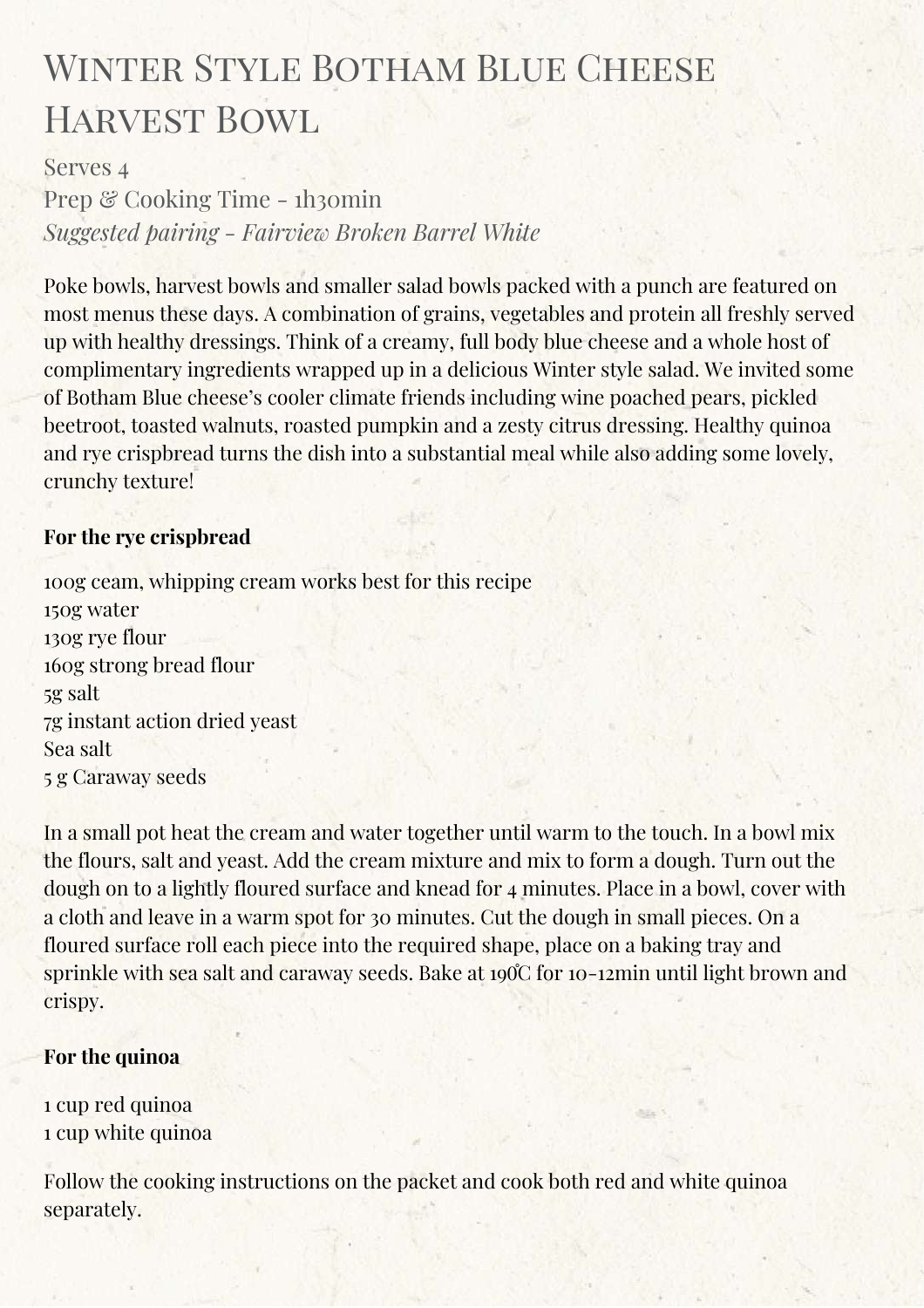# Winter Style Botham Blue Cheese Harvest Bowl

Serves 4
Prep & Cooking Time - 1h30min
*Suggested pairing - Fairview Broken Barrel White*

Poke bowls, harvest bowls and smaller salad bowls packed with a punch are featured on most menus these days. A combination of grains, vegetables and protein all freshly served up with healthy dressings. Think of a creamy, full body blue cheese and a whole host of complimentary ingredients wrapped up in a delicious Winter style salad. We invited some of Botham Blue cheese's cooler climate friends including wine poached pears, pickled beetroot, toasted walnuts, roasted pumpkin and a zesty citrus dressing. Healthy quinoa and rye crispbread turns the dish into a substantial meal while also adding some lovely, crunchy texture!

**For the rye crispbread**

100g ceam, whipping cream works best for this recipe
150g water
130g rye flour
160g strong bread flour
5g salt
7g instant action dried yeast
Sea salt
5 g Caraway seeds

In a small pot heat the cream and water together until warm to the touch. In a bowl mix the flours, salt and yeast. Add the cream mixture and mix to form a dough. Turn out the dough on to a lightly floured surface and knead for 4 minutes. Place in a bowl, cover with a cloth and leave in a warm spot for 30 minutes. Cut the dough in small pieces. On a floured surface roll each piece into the required shape, place on a baking tray and sprinkle with sea salt and caraway seeds. Bake at 190̊C for 10-12min until light brown and crispy.

**For the quinoa**

1 cup red quinoa
1 cup white quinoa

Follow the cooking instructions on the packet and cook both red and white quinoa separately.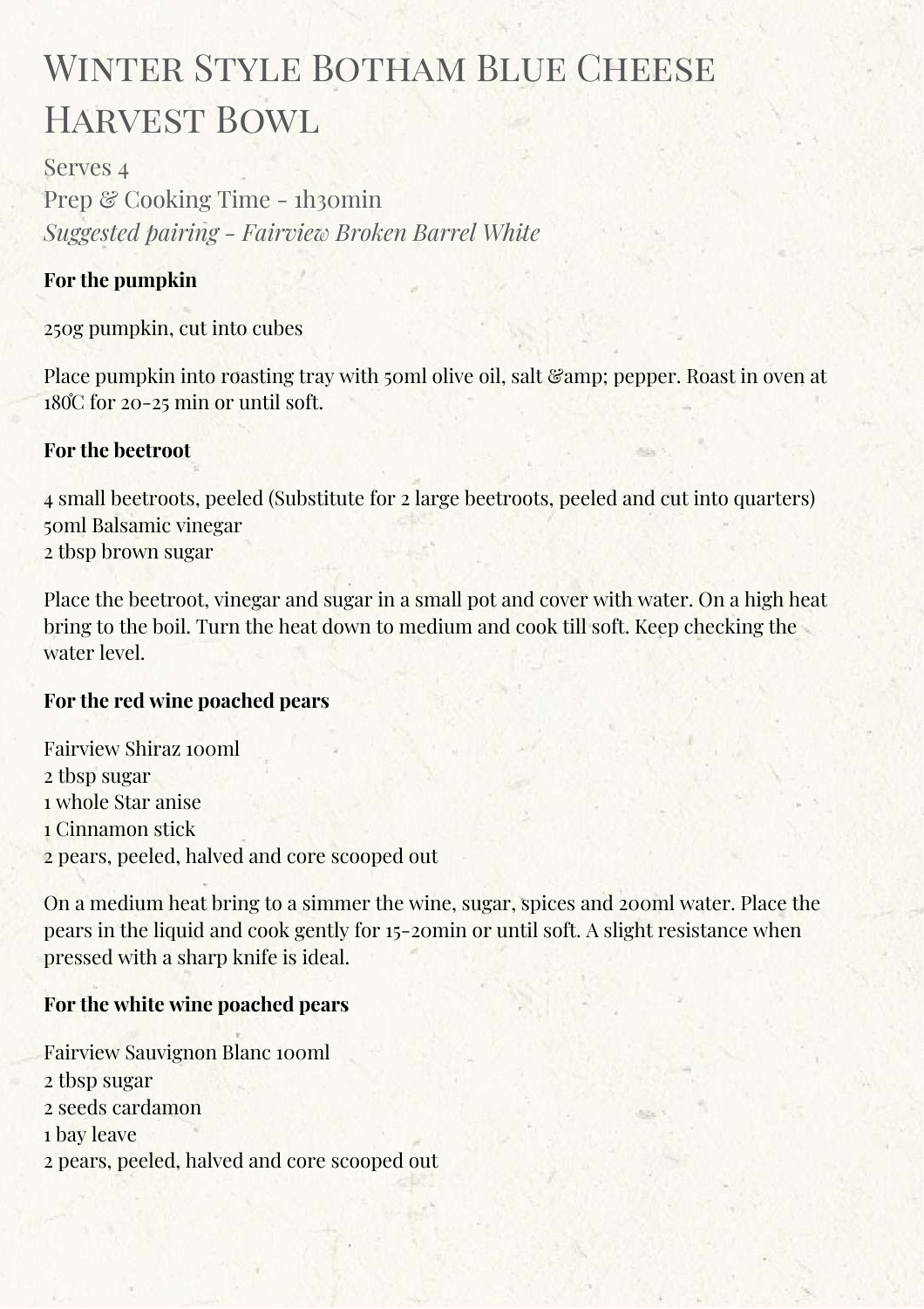# Winter Style Botham Blue Cheese Harvest Bowl

Serves 4
Prep & Cooking Time - 1h30min
*Suggested pairing - Fairview Broken Barrel White*

**For the pumpkin**

250g pumpkin, cut into cubes

Place pumpkin into roasting tray with 50ml olive oil, salt &amp; pepper. Roast in oven at 180̊C for 20-25 min or until soft.

**For the beetroot**

4 small beetroots, peeled (Substitute for 2 large beetroots, peeled and cut into quarters)
50ml Balsamic vinegar
2 tbsp brown sugar

Place the beetroot, vinegar and sugar in a small pot and cover with water. On a high heat bring to the boil. Turn the heat down to medium and cook till soft. Keep checking the water level.

**For the red wine poached pears**

Fairview Shiraz 100ml
2 tbsp sugar
1 whole Star anise
1 Cinnamon stick
2 pears, peeled, halved and core scooped out

On a medium heat bring to a simmer the wine, sugar, spices and 200ml water. Place the pears in the liquid and cook gently for 15-20min or until soft. A slight resistance when pressed with a sharp knife is ideal.

**For the white wine poached pears**

Fairview Sauvignon Blanc 100ml
2 tbsp sugar
2 seeds cardamon
1 bay leave
2 pears, peeled, halved and core scooped out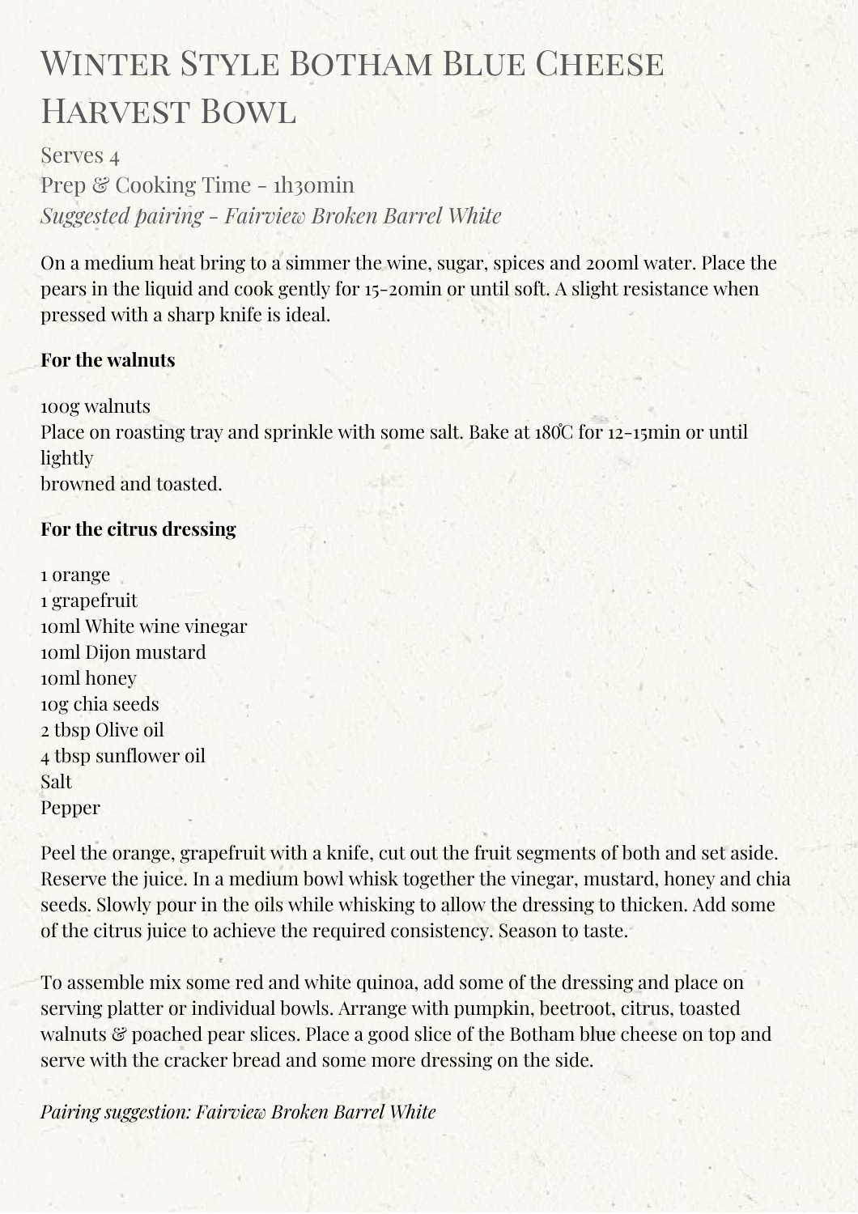# Winter Style Botham Blue Cheese Harvest Bowl

Serves 4
Prep & Cooking Time - 1h30min
*Suggested pairing - Fairview Broken Barrel White*

On a medium heat bring to a simmer the wine, sugar, spices and 200ml water. Place the pears in the liquid and cook gently for 15-20min or until soft. A slight resistance when pressed with a sharp knife is ideal.

**For the walnuts**

100g walnuts
Place on roasting tray and sprinkle with some salt. Bake at 180̊C for 12-15min or until lightly
browned and toasted.

**For the citrus dressing**

1 orange
1 grapefruit
10ml White wine vinegar
10ml Dijon mustard
10ml honey
10g chia seeds
2 tbsp Olive oil
4 tbsp sunflower oil
Salt
Pepper

Peel the orange, grapefruit with a knife, cut out the fruit segments of both and set aside. Reserve the juice. In a medium bowl whisk together the vinegar, mustard, honey and chia seeds. Slowly pour in the oils while whisking to allow the dressing to thicken. Add some of the citrus juice to achieve the required consistency. Season to taste.

To assemble mix some red and white quinoa, add some of the dressing and place on serving platter or individual bowls. Arrange with pumpkin, beetroot, citrus, toasted walnuts & poached pear slices. Place a good slice of the Botham blue cheese on top and serve with the cracker bread and some more dressing on the side.

*Pairing suggestion: Fairview Broken Barrel White*